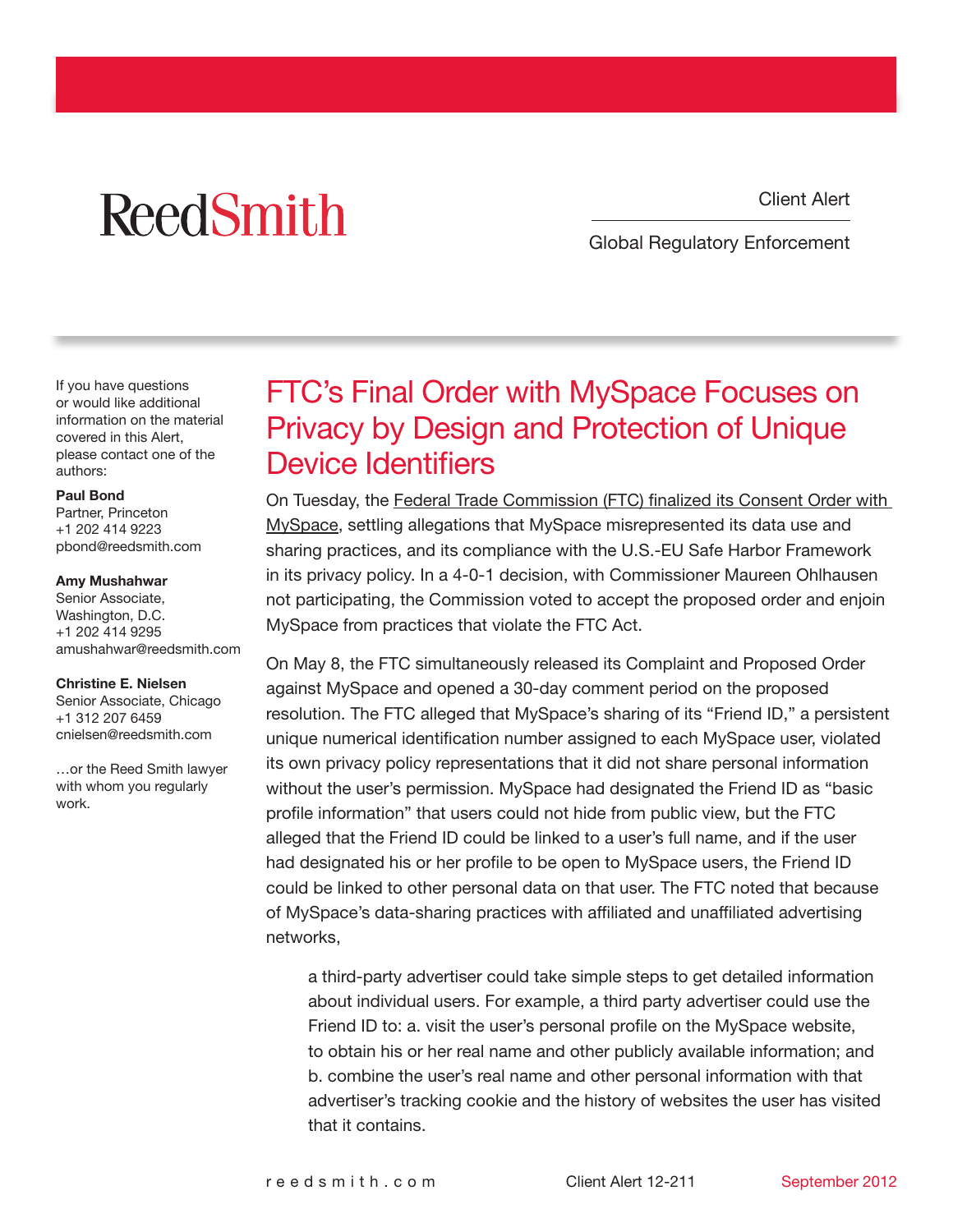ReedSmith

Client Alert

Global Regulatory Enforcement

If you have questions or would like additional information on the material covered in this Alert, please contact one of the authors:

**Paul Bond**
Partner, Princeton
+1 202 414 9223
pbond@reedsmith.com

**Amy Mushahwar**
Senior Associate, Washington, D.C.
+1 202 414 9295
amushahwar@reedsmith.com

**Christine E. Nielsen**
Senior Associate, Chicago
+1 312 207 6459
cnielsen@reedsmith.com

…or the Reed Smith lawyer with whom you regularly work.

# FTC's Final Order with MySpace Focuses on Privacy by Design and Protection of Unique Device Identifiers

On Tuesday, the Federal Trade Commission (FTC) finalized its Consent Order with MySpace, settling allegations that MySpace misrepresented its data use and sharing practices, and its compliance with the U.S.-EU Safe Harbor Framework in its privacy policy. In a 4-0-1 decision, with Commissioner Maureen Ohlhausen not participating, the Commission voted to accept the proposed order and enjoin MySpace from practices that violate the FTC Act.

On May 8, the FTC simultaneously released its Complaint and Proposed Order against MySpace and opened a 30-day comment period on the proposed resolution. The FTC alleged that MySpace's sharing of its "Friend ID," a persistent unique numerical identification number assigned to each MySpace user, violated its own privacy policy representations that it did not share personal information without the user's permission. MySpace had designated the Friend ID as "basic profile information" that users could not hide from public view, but the FTC alleged that the Friend ID could be linked to a user's full name, and if the user had designated his or her profile to be open to MySpace users, the Friend ID could be linked to other personal data on that user. The FTC noted that because of MySpace's data-sharing practices with affiliated and unaffiliated advertising networks,

> a third-party advertiser could take simple steps to get detailed information about individual users. For example, a third party advertiser could use the Friend ID to: a. visit the user's personal profile on the MySpace website, to obtain his or her real name and other publicly available information; and b. combine the user's real name and other personal information with that advertiser's tracking cookie and the history of websites the user has visited that it contains.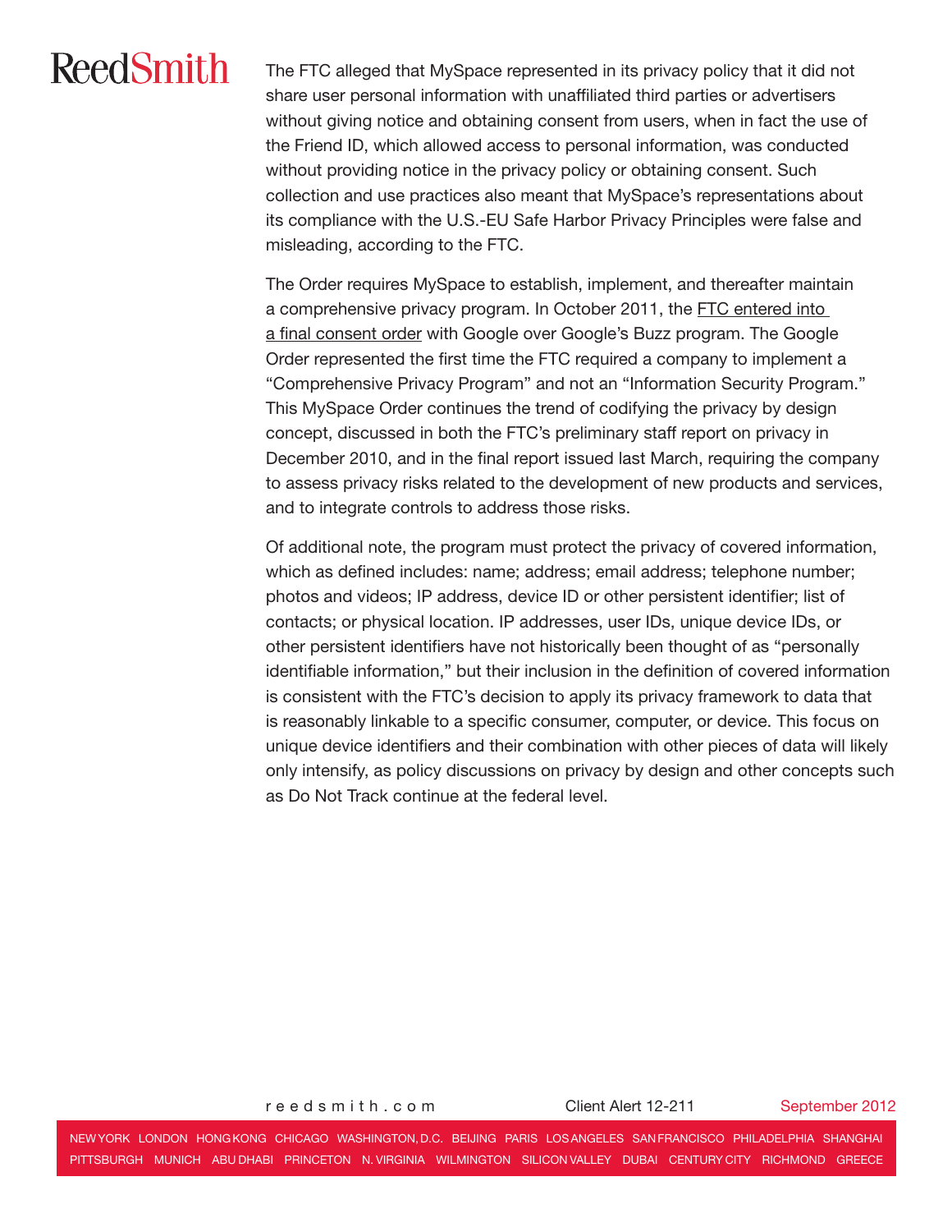The FTC alleged that MySpace represented in its privacy policy that it did not share user personal information with unaffiliated third parties or advertisers without giving notice and obtaining consent from users, when in fact the use of the Friend ID, which allowed access to personal information, was conducted without providing notice in the privacy policy or obtaining consent. Such collection and use practices also meant that MySpace's representations about its compliance with the U.S.-EU Safe Harbor Privacy Principles were false and misleading, according to the FTC.

The Order requires MySpace to establish, implement, and thereafter maintain a comprehensive privacy program. In October 2011, the FTC entered into a final consent order with Google over Google's Buzz program. The Google Order represented the first time the FTC required a company to implement a "Comprehensive Privacy Program" and not an "Information Security Program." This MySpace Order continues the trend of codifying the privacy by design concept, discussed in both the FTC's preliminary staff report on privacy in December 2010, and in the final report issued last March, requiring the company to assess privacy risks related to the development of new products and services, and to integrate controls to address those risks.

Of additional note, the program must protect the privacy of covered information, which as defined includes: name; address; email address; telephone number; photos and videos; IP address, device ID or other persistent identifier; list of contacts; or physical location. IP addresses, user IDs, unique device IDs, or other persistent identifiers have not historically been thought of as "personally identifiable information," but their inclusion in the definition of covered information is consistent with the FTC's decision to apply its privacy framework to data that is reasonably linkable to a specific consumer, computer, or device. This focus on unique device identifiers and their combination with other pieces of data will likely only intensify, as policy discussions on privacy by design and other concepts such as Do Not Track continue at the federal level.